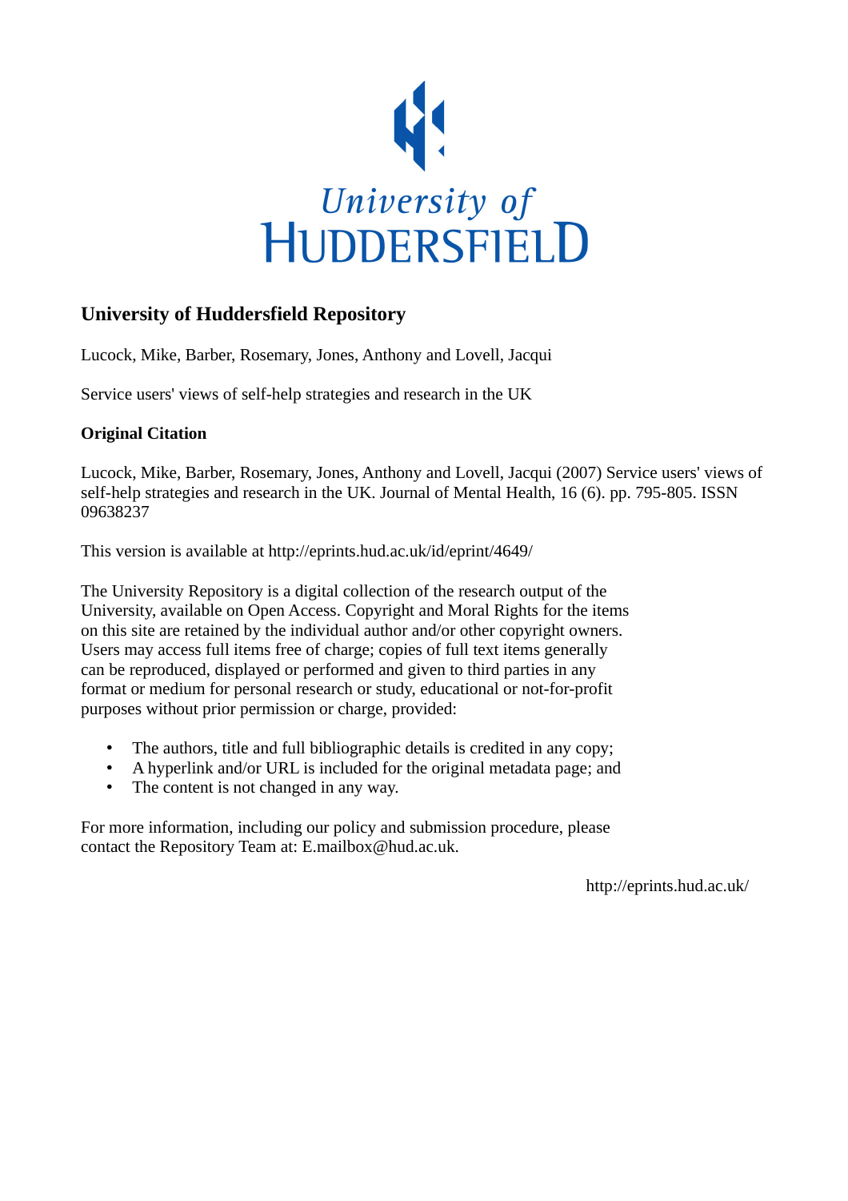# University of Huddersfield Repository

Lucock, Mike, Barber, Rosemary, Jones, Anthony and Lovell, Jacqui

Service users' views of self-help strategies and research in the UK

## Original Citation

Lucock, Mike, Barber, Rosemary, Jones, Anthony and Lovell, Jacqui (2007) Service users' views of self-help strategies and research in the UK. Journal of Mental Health, 16 (6). pp. 795-805. ISSN 09638237

This version is available at http://eprints.hud.ac.uk/id/eprint/4649/

The University Repository is a digital collection of the research output of the University, available on Open Access. Copyright and Moral Rights for the items on this site are retained by the individual author and/or other copyright owners. Users may access full items free of charge; copies of full text items generally can be reproduced, displayed or performed and given to third parties in any format or medium for personal research or study, educational or not-for-profit purposes without prior permission or charge, provided:

- The authors, title and full bibliographic details is credited in any copy;
- A hyperlink and/or URL is included for the original metadata page; and
- The content is not changed in any way.

For more information, including our policy and submission procedure, please contact the Repository Team at: E.mailbox@hud.ac.uk.

http://eprints.hud.ac.uk/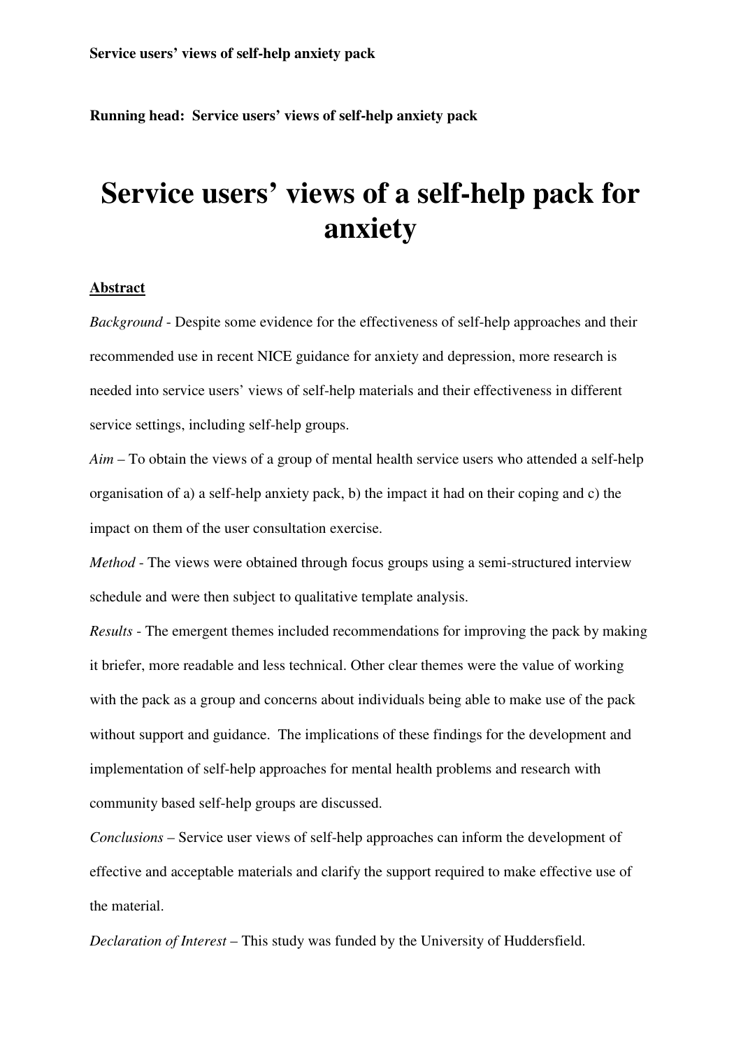Running head: Service users' views of self-help anxiety pack

# Service users' views of a self-help pack for anxiety

## Abstract

*Background* - Despite some evidence for the effectiveness of self-help approaches and their recommended use in recent NICE guidance for anxiety and depression, more research is needed into service users' views of self-help materials and their effectiveness in different service settings, including self-help groups.

*Aim* – To obtain the views of a group of mental health service users who attended a self-help organisation of a) a self-help anxiety pack, b) the impact it had on their coping and c) the impact on them of the user consultation exercise.

*Method* - The views were obtained through focus groups using a semi-structured interview schedule and were then subject to qualitative template analysis.

*Results* - The emergent themes included recommendations for improving the pack by making it briefer, more readable and less technical. Other clear themes were the value of working with the pack as a group and concerns about individuals being able to make use of the pack without support and guidance. The implications of these findings for the development and implementation of self-help approaches for mental health problems and research with community based self-help groups are discussed.

*Conclusions* – Service user views of self-help approaches can inform the development of effective and acceptable materials and clarify the support required to make effective use of the material.

*Declaration of Interest* – This study was funded by the University of Huddersfield.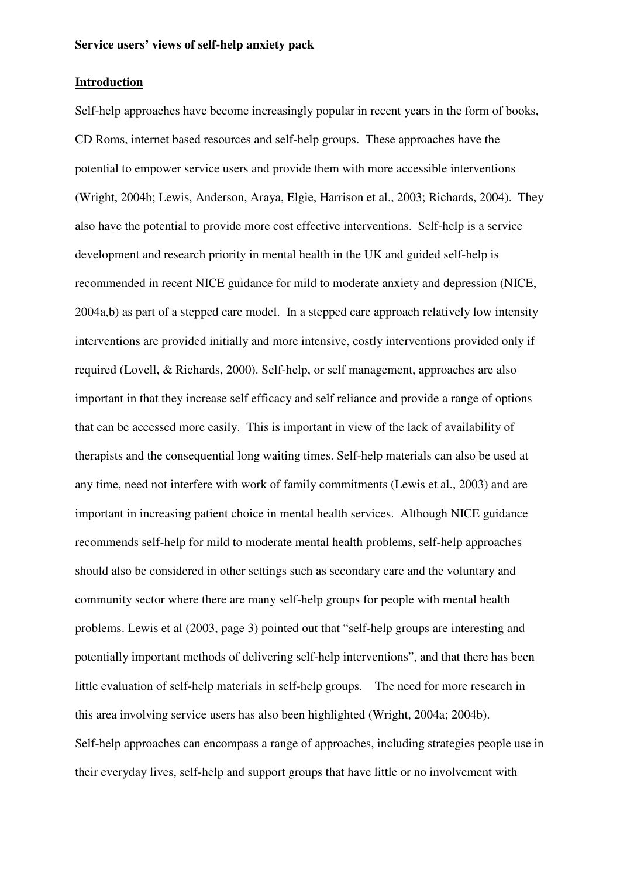**Service users' views of self-help anxiety pack**

## Introduction

Self-help approaches have become increasingly popular in recent years in the form of books, CD Roms, internet based resources and self-help groups. These approaches have the potential to empower service users and provide them with more accessible interventions (Wright, 2004b; Lewis, Anderson, Araya, Elgie, Harrison et al., 2003; Richards, 2004). They also have the potential to provide more cost effective interventions. Self-help is a service development and research priority in mental health in the UK and guided self-help is recommended in recent NICE guidance for mild to moderate anxiety and depression (NICE, 2004a,b) as part of a stepped care model. In a stepped care approach relatively low intensity interventions are provided initially and more intensive, costly interventions provided only if required (Lovell, & Richards, 2000). Self-help, or self management, approaches are also important in that they increase self efficacy and self reliance and provide a range of options that can be accessed more easily. This is important in view of the lack of availability of therapists and the consequential long waiting times. Self-help materials can also be used at any time, need not interfere with work of family commitments (Lewis et al., 2003) and are important in increasing patient choice in mental health services. Although NICE guidance recommends self-help for mild to moderate mental health problems, self-help approaches should also be considered in other settings such as secondary care and the voluntary and community sector where there are many self-help groups for people with mental health problems. Lewis et al (2003, page 3) pointed out that "self-help groups are interesting and potentially important methods of delivering self-help interventions", and that there has been little evaluation of self-help materials in self-help groups. The need for more research in this area involving service users has also been highlighted (Wright, 2004a; 2004b).

Self-help approaches can encompass a range of approaches, including strategies people use in their everyday lives, self-help and support groups that have little or no involvement with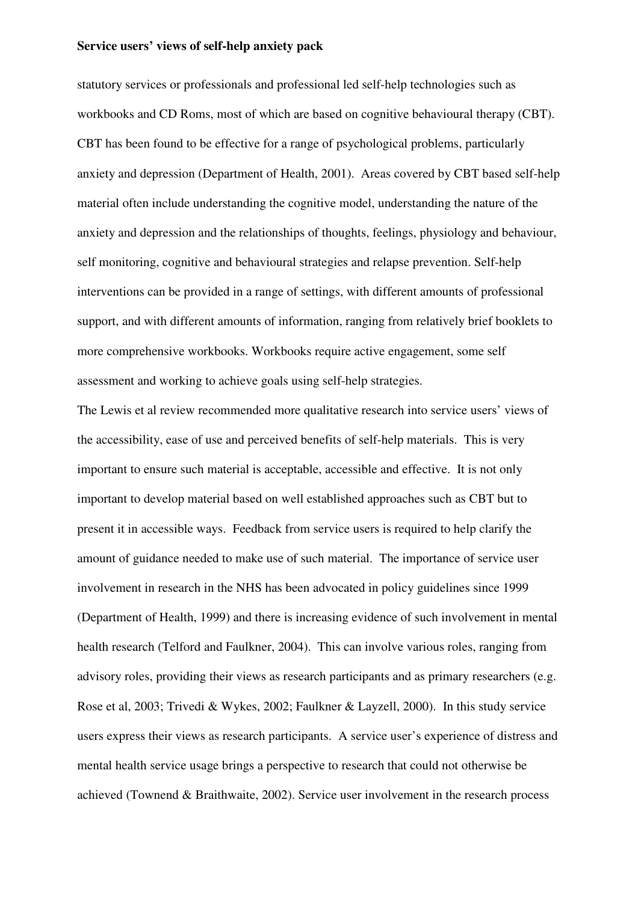statutory services or professionals and professional led self-help technologies such as workbooks and CD Roms, most of which are based on cognitive behavioural therapy (CBT). CBT has been found to be effective for a range of psychological problems, particularly anxiety and depression (Department of Health, 2001). Areas covered by CBT based self-help material often include understanding the cognitive model, understanding the nature of the anxiety and depression and the relationships of thoughts, feelings, physiology and behaviour, self monitoring, cognitive and behavioural strategies and relapse prevention. Self-help interventions can be provided in a range of settings, with different amounts of professional support, and with different amounts of information, ranging from relatively brief booklets to more comprehensive workbooks. Workbooks require active engagement, some self assessment and working to achieve goals using self-help strategies.

The Lewis et al review recommended more qualitative research into service users' views of the accessibility, ease of use and perceived benefits of self-help materials. This is very important to ensure such material is acceptable, accessible and effective. It is not only important to develop material based on well established approaches such as CBT but to present it in accessible ways. Feedback from service users is required to help clarify the amount of guidance needed to make use of such material. The importance of service user involvement in research in the NHS has been advocated in policy guidelines since 1999 (Department of Health, 1999) and there is increasing evidence of such involvement in mental health research (Telford and Faulkner, 2004). This can involve various roles, ranging from advisory roles, providing their views as research participants and as primary researchers (e.g. Rose et al, 2003; Trivedi & Wykes, 2002; Faulkner & Layzell, 2000). In this study service users express their views as research participants. A service user's experience of distress and mental health service usage brings a perspective to research that could not otherwise be achieved (Townend & Braithwaite, 2002). Service user involvement in the research process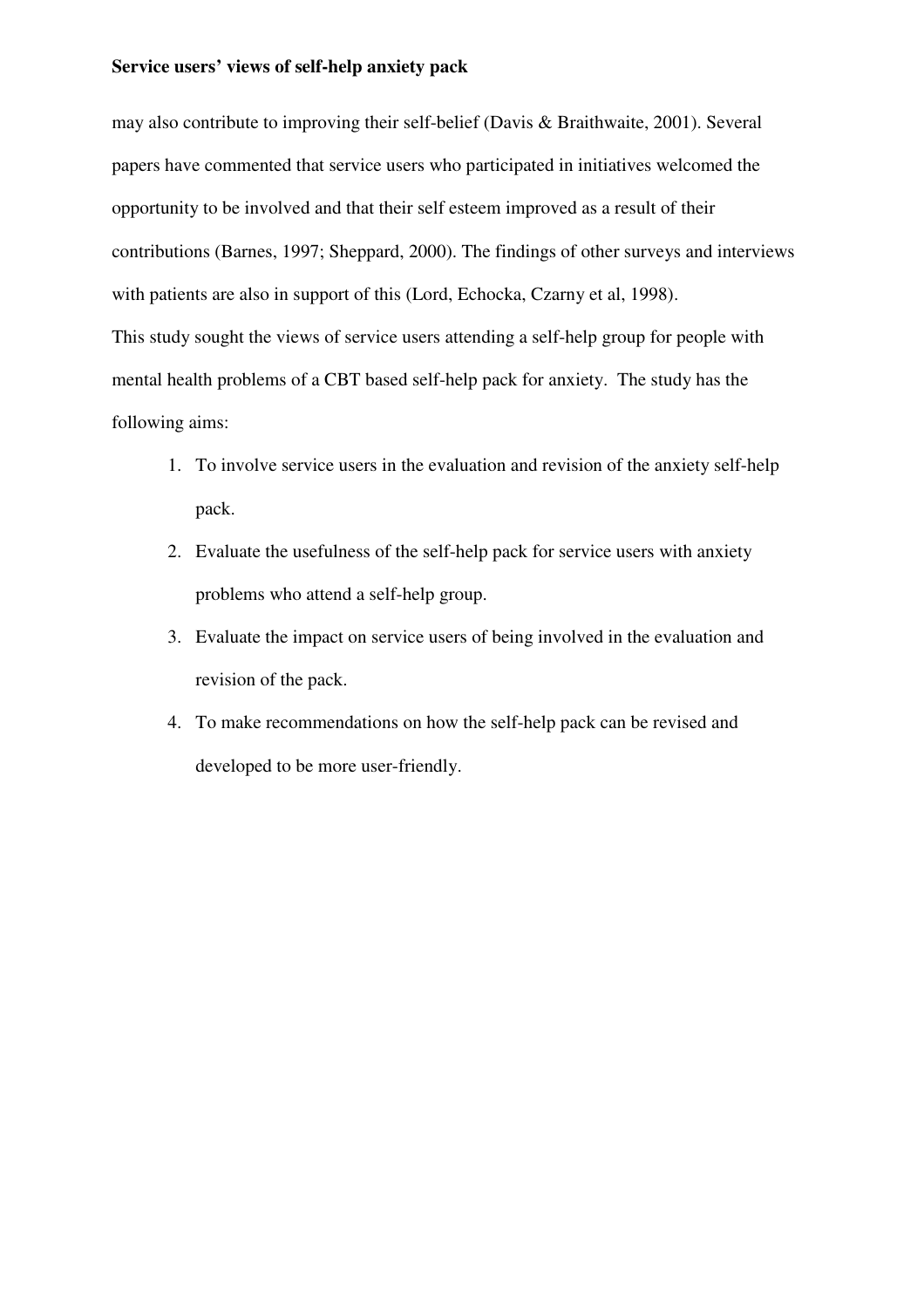may also contribute to improving their self-belief (Davis & Braithwaite, 2001). Several papers have commented that service users who participated in initiatives welcomed the opportunity to be involved and that their self esteem improved as a result of their contributions (Barnes, 1997; Sheppard, 2000). The findings of other surveys and interviews with patients are also in support of this (Lord, Echocka, Czarny et al, 1998).

This study sought the views of service users attending a self-help group for people with mental health problems of a CBT based self-help pack for anxiety. The study has the following aims:

1. To involve service users in the evaluation and revision of the anxiety self-help pack.
2. Evaluate the usefulness of the self-help pack for service users with anxiety problems who attend a self-help group.
3. Evaluate the impact on service users of being involved in the evaluation and revision of the pack.
4. To make recommendations on how the self-help pack can be revised and developed to be more user-friendly.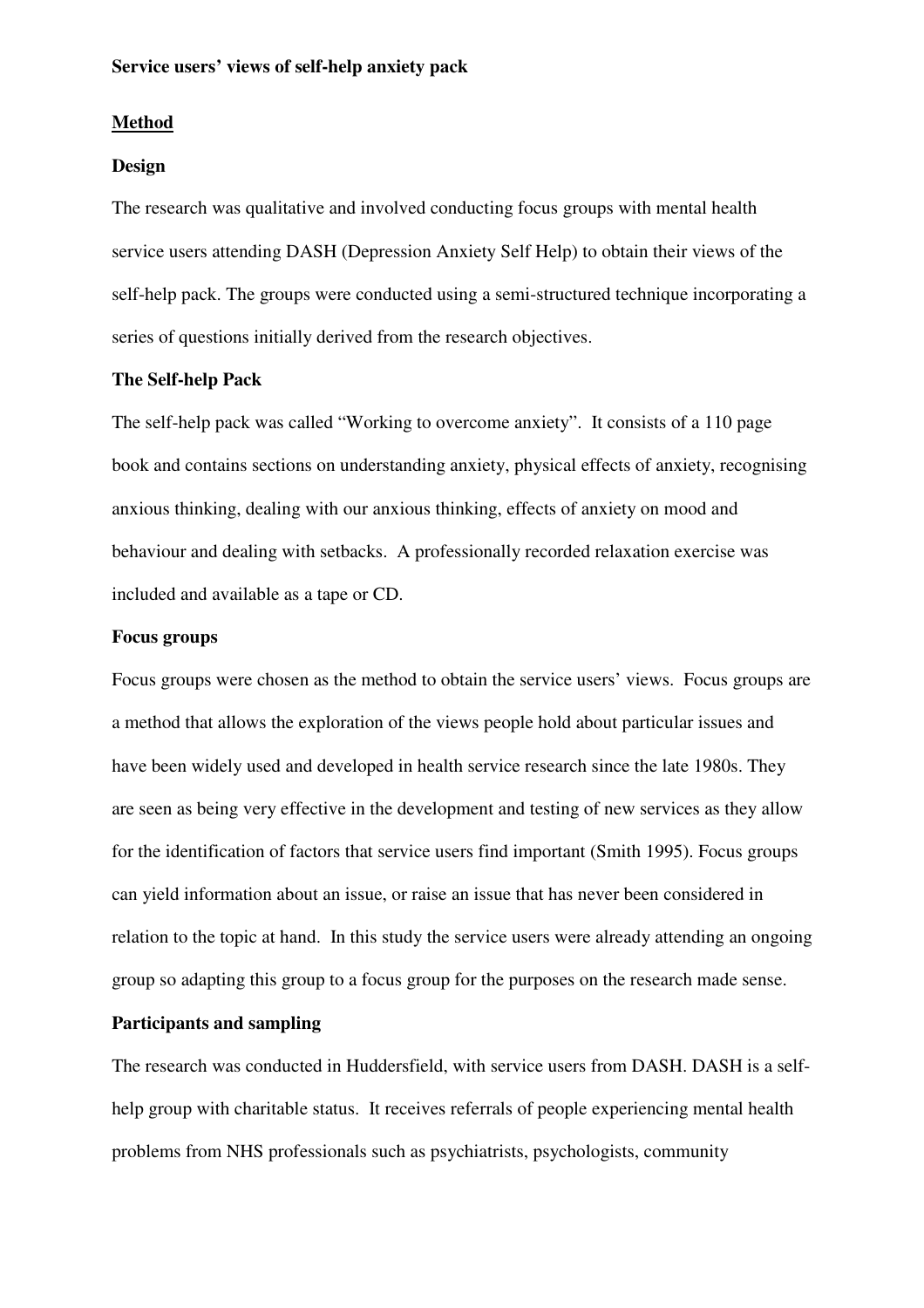**Service users' views of self-help anxiety pack**

## Method

### Design

The research was qualitative and involved conducting focus groups with mental health service users attending DASH (Depression Anxiety Self Help) to obtain their views of the self-help pack. The groups were conducted using a semi-structured technique incorporating a series of questions initially derived from the research objectives.

### The Self-help Pack

The self-help pack was called "Working to overcome anxiety". It consists of a 110 page book and contains sections on understanding anxiety, physical effects of anxiety, recognising anxious thinking, dealing with our anxious thinking, effects of anxiety on mood and behaviour and dealing with setbacks. A professionally recorded relaxation exercise was included and available as a tape or CD.

### Focus groups

Focus groups were chosen as the method to obtain the service users' views. Focus groups are a method that allows the exploration of the views people hold about particular issues and have been widely used and developed in health service research since the late 1980s. They are seen as being very effective in the development and testing of new services as they allow for the identification of factors that service users find important (Smith 1995). Focus groups can yield information about an issue, or raise an issue that has never been considered in relation to the topic at hand. In this study the service users were already attending an ongoing group so adapting this group to a focus group for the purposes on the research made sense.

### Participants and sampling

The research was conducted in Huddersfield, with service users from DASH. DASH is a self-help group with charitable status. It receives referrals of people experiencing mental health problems from NHS professionals such as psychiatrists, psychologists, community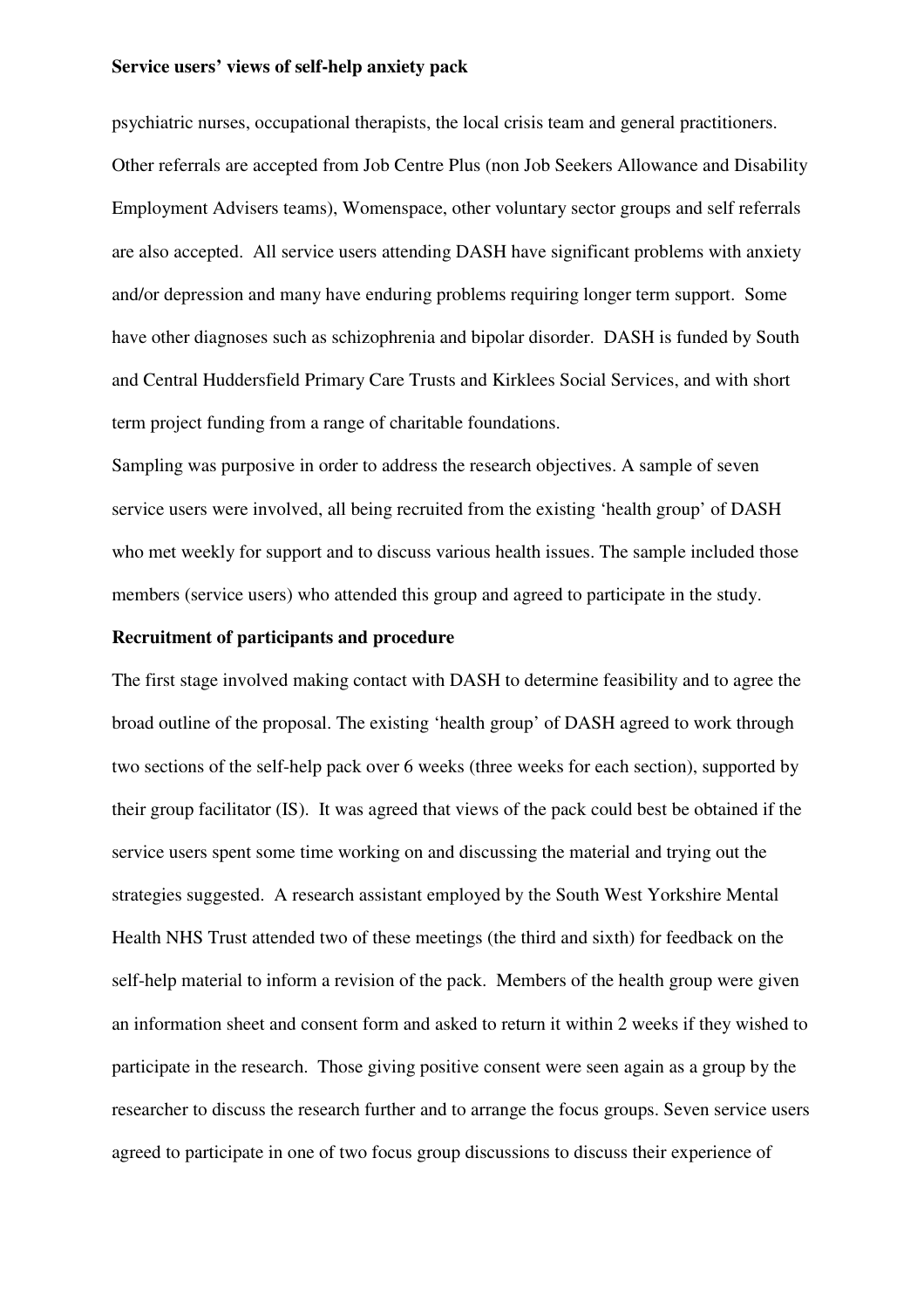psychiatric nurses, occupational therapists, the local crisis team and general practitioners. Other referrals are accepted from Job Centre Plus (non Job Seekers Allowance and Disability Employment Advisers teams), Womenspace, other voluntary sector groups and self referrals are also accepted. All service users attending DASH have significant problems with anxiety and/or depression and many have enduring problems requiring longer term support. Some have other diagnoses such as schizophrenia and bipolar disorder. DASH is funded by South and Central Huddersfield Primary Care Trusts and Kirklees Social Services, and with short term project funding from a range of charitable foundations.

Sampling was purposive in order to address the research objectives. A sample of seven service users were involved, all being recruited from the existing 'health group' of DASH who met weekly for support and to discuss various health issues. The sample included those members (service users) who attended this group and agreed to participate in the study.

**Recruitment of participants and procedure**

The first stage involved making contact with DASH to determine feasibility and to agree the broad outline of the proposal. The existing 'health group' of DASH agreed to work through two sections of the self-help pack over 6 weeks (three weeks for each section), supported by their group facilitator (IS). It was agreed that views of the pack could best be obtained if the service users spent some time working on and discussing the material and trying out the strategies suggested. A research assistant employed by the South West Yorkshire Mental Health NHS Trust attended two of these meetings (the third and sixth) for feedback on the self-help material to inform a revision of the pack. Members of the health group were given an information sheet and consent form and asked to return it within 2 weeks if they wished to participate in the research. Those giving positive consent were seen again as a group by the researcher to discuss the research further and to arrange the focus groups. Seven service users agreed to participate in one of two focus group discussions to discuss their experience of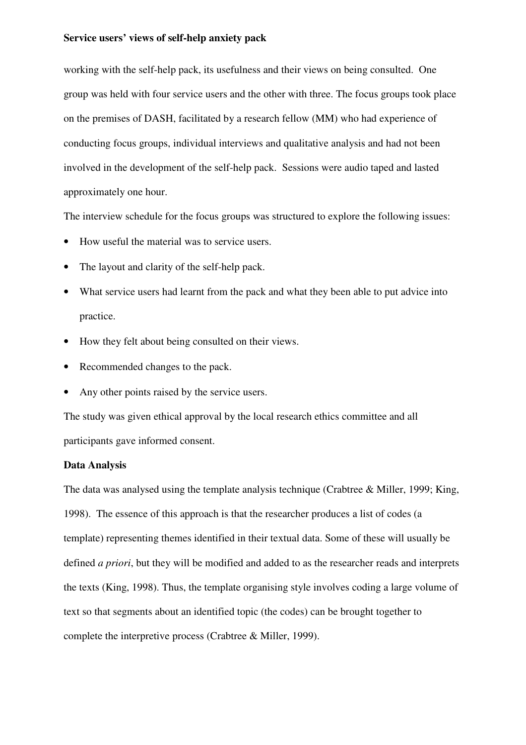working with the self-help pack, its usefulness and their views on being consulted. One group was held with four service users and the other with three. The focus groups took place on the premises of DASH, facilitated by a research fellow (MM) who had experience of conducting focus groups, individual interviews and qualitative analysis and had not been involved in the development of the self-help pack. Sessions were audio taped and lasted approximately one hour.

The interview schedule for the focus groups was structured to explore the following issues:

- How useful the material was to service users.
- The layout and clarity of the self-help pack.
- What service users had learnt from the pack and what they been able to put advice into practice.
- How they felt about being consulted on their views.
- Recommended changes to the pack.
- Any other points raised by the service users.

The study was given ethical approval by the local research ethics committee and all participants gave informed consent.

**Data Analysis**

The data was analysed using the template analysis technique (Crabtree & Miller, 1999; King, 1998). The essence of this approach is that the researcher produces a list of codes (a template) representing themes identified in their textual data. Some of these will usually be defined *a priori*, but they will be modified and added to as the researcher reads and interprets the texts (King, 1998). Thus, the template organising style involves coding a large volume of text so that segments about an identified topic (the codes) can be brought together to complete the interpretive process (Crabtree & Miller, 1999).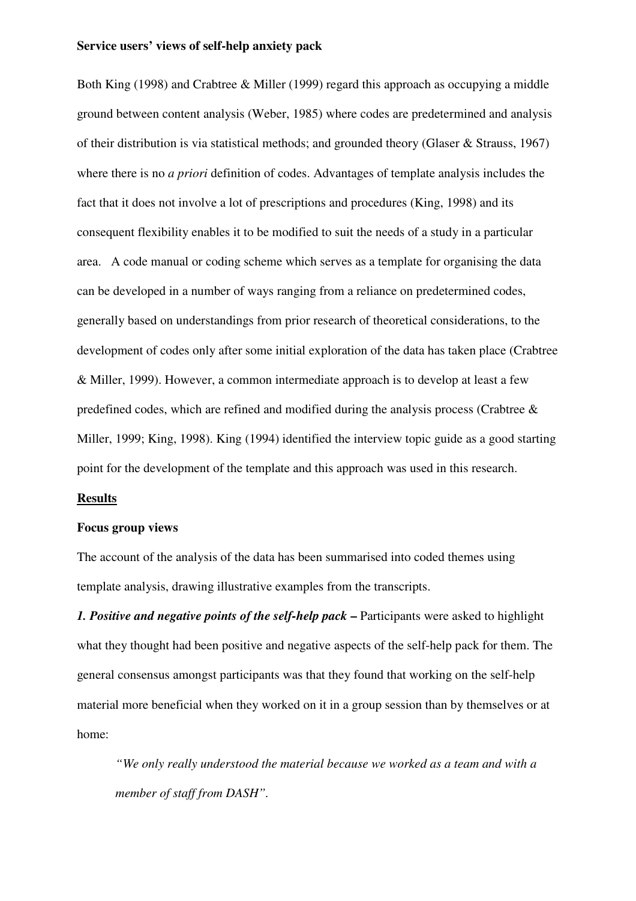Both King (1998) and Crabtree & Miller (1999) regard this approach as occupying a middle ground between content analysis (Weber, 1985) where codes are predetermined and analysis of their distribution is via statistical methods; and grounded theory (Glaser & Strauss, 1967) where there is no *a priori* definition of codes. Advantages of template analysis includes the fact that it does not involve a lot of prescriptions and procedures (King, 1998) and its consequent flexibility enables it to be modified to suit the needs of a study in a particular area. A code manual or coding scheme which serves as a template for organising the data can be developed in a number of ways ranging from a reliance on predetermined codes, generally based on understandings from prior research of theoretical considerations, to the development of codes only after some initial exploration of the data has taken place (Crabtree & Miller, 1999). However, a common intermediate approach is to develop at least a few predefined codes, which are refined and modified during the analysis process (Crabtree & Miller, 1999; King, 1998). King (1994) identified the interview topic guide as a good starting point for the development of the template and this approach was used in this research.

## Results

### Focus group views

The account of the analysis of the data has been summarised into coded themes using template analysis, drawing illustrative examples from the transcripts.

***1. Positive and negative points of the self-help pack –*** Participants were asked to highlight what they thought had been positive and negative aspects of the self-help pack for them. The general consensus amongst participants was that they found that working on the self-help material more beneficial when they worked on it in a group session than by themselves or at home:

> *"We only really understood the material because we worked as a team and with a member of staff from DASH".*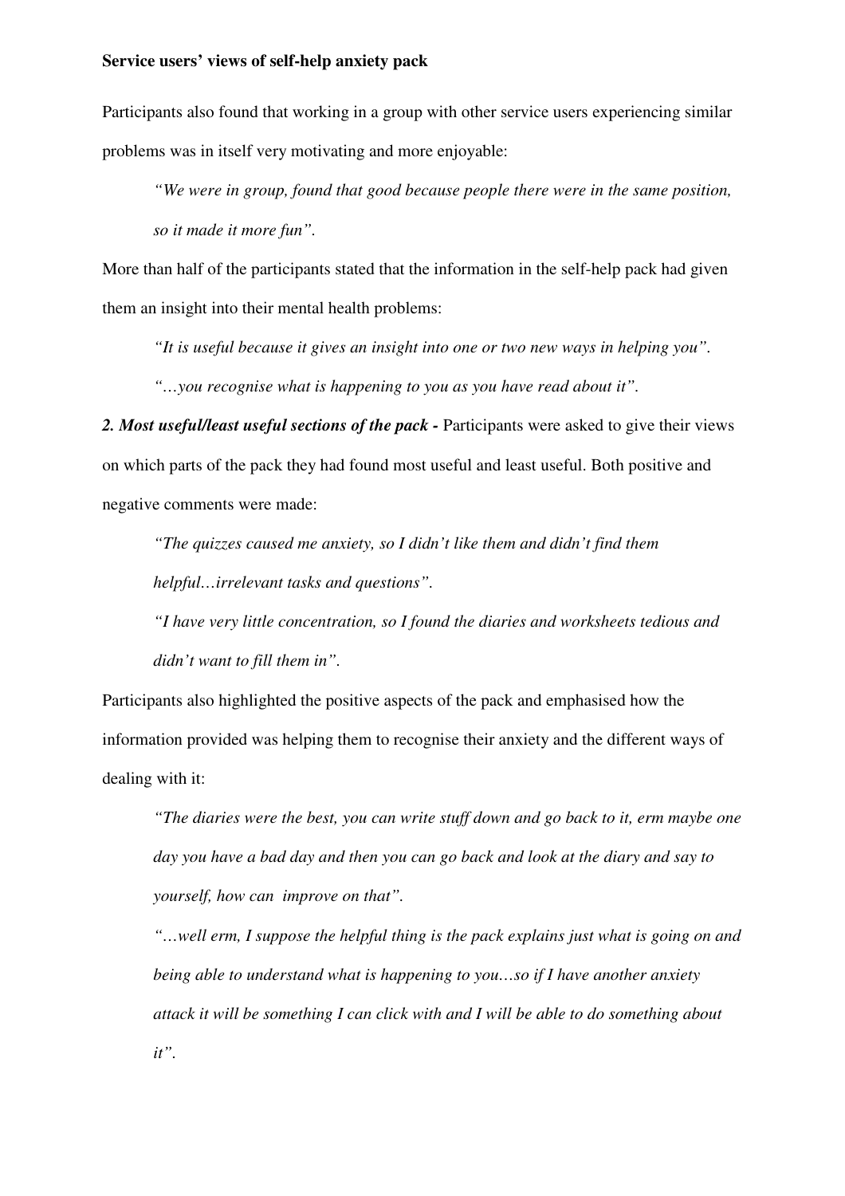Participants also found that working in a group with other service users experiencing similar problems was in itself very motivating and more enjoyable:

> *"We were in group, found that good because people there were in the same position, so it made it more fun".*

More than half of the participants stated that the information in the self-help pack had given them an insight into their mental health problems:

> *"It is useful because it gives an insight into one or two new ways in helping you".*
>
> *"…you recognise what is happening to you as you have read about it".*

***2. Most useful/least useful sections of the pack -*** Participants were asked to give their views on which parts of the pack they had found most useful and least useful. Both positive and negative comments were made:

> *"The quizzes caused me anxiety, so I didn't like them and didn't find them helpful…irrelevant tasks and questions".*
>
> *"I have very little concentration, so I found the diaries and worksheets tedious and didn't want to fill them in".*

Participants also highlighted the positive aspects of the pack and emphasised how the information provided was helping them to recognise their anxiety and the different ways of dealing with it:

> *"The diaries were the best, you can write stuff down and go back to it, erm maybe one day you have a bad day and then you can go back and look at the diary and say to yourself, how can improve on that".*
>
> *"…well erm, I suppose the helpful thing is the pack explains just what is going on and being able to understand what is happening to you…so if I have another anxiety attack it will be something I can click with and I will be able to do something about it".*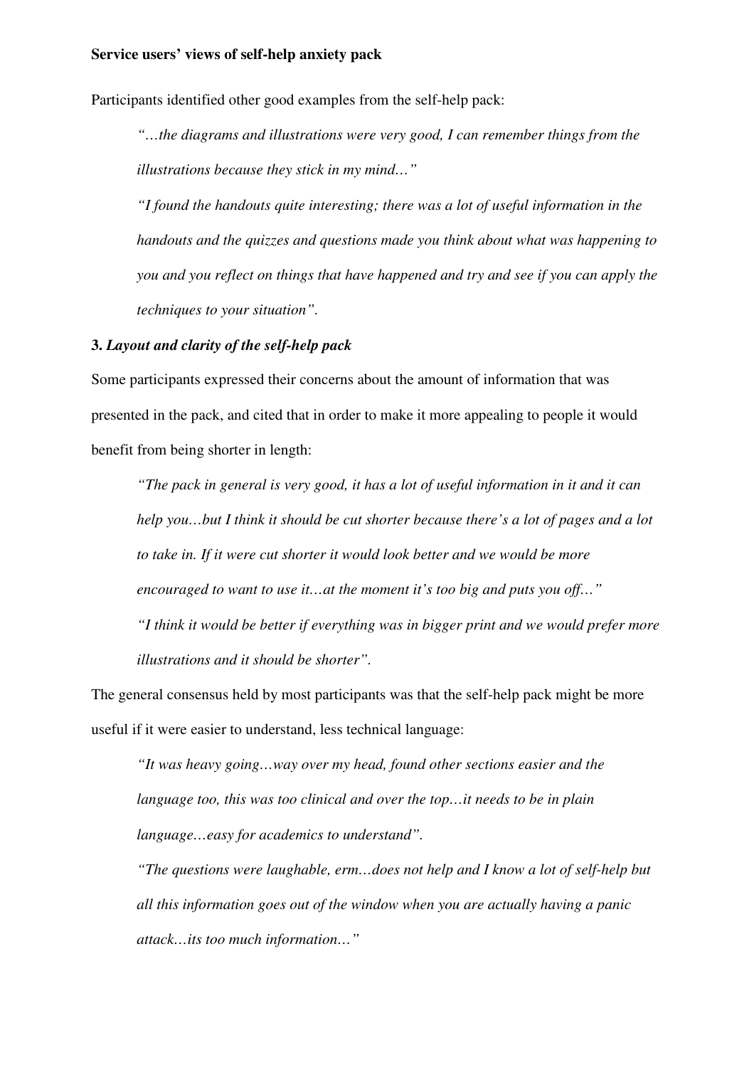Participants identified other good examples from the self-help pack:

> *"…the diagrams and illustrations were very good, I can remember things from the illustrations because they stick in my mind…"*
>
> *"I found the handouts quite interesting; there was a lot of useful information in the handouts and the quizzes and questions made you think about what was happening to you and you reflect on things that have happened and try and see if you can apply the techniques to your situation".*

**3.** ***Layout and clarity of the self-help pack***

Some participants expressed their concerns about the amount of information that was presented in the pack, and cited that in order to make it more appealing to people it would benefit from being shorter in length:

> *"The pack in general is very good, it has a lot of useful information in it and it can help you…but I think it should be cut shorter because there's a lot of pages and a lot to take in. If it were cut shorter it would look better and we would be more encouraged to want to use it…at the moment it's too big and puts you off…"*
>
> *"I think it would be better if everything was in bigger print and we would prefer more illustrations and it should be shorter".*

The general consensus held by most participants was that the self-help pack might be more useful if it were easier to understand, less technical language:

> *"It was heavy going…way over my head, found other sections easier and the language too, this was too clinical and over the top…it needs to be in plain language…easy for academics to understand".*
>
> *"The questions were laughable, erm…does not help and I know a lot of self-help but all this information goes out of the window when you are actually having a panic attack…its too much information…"*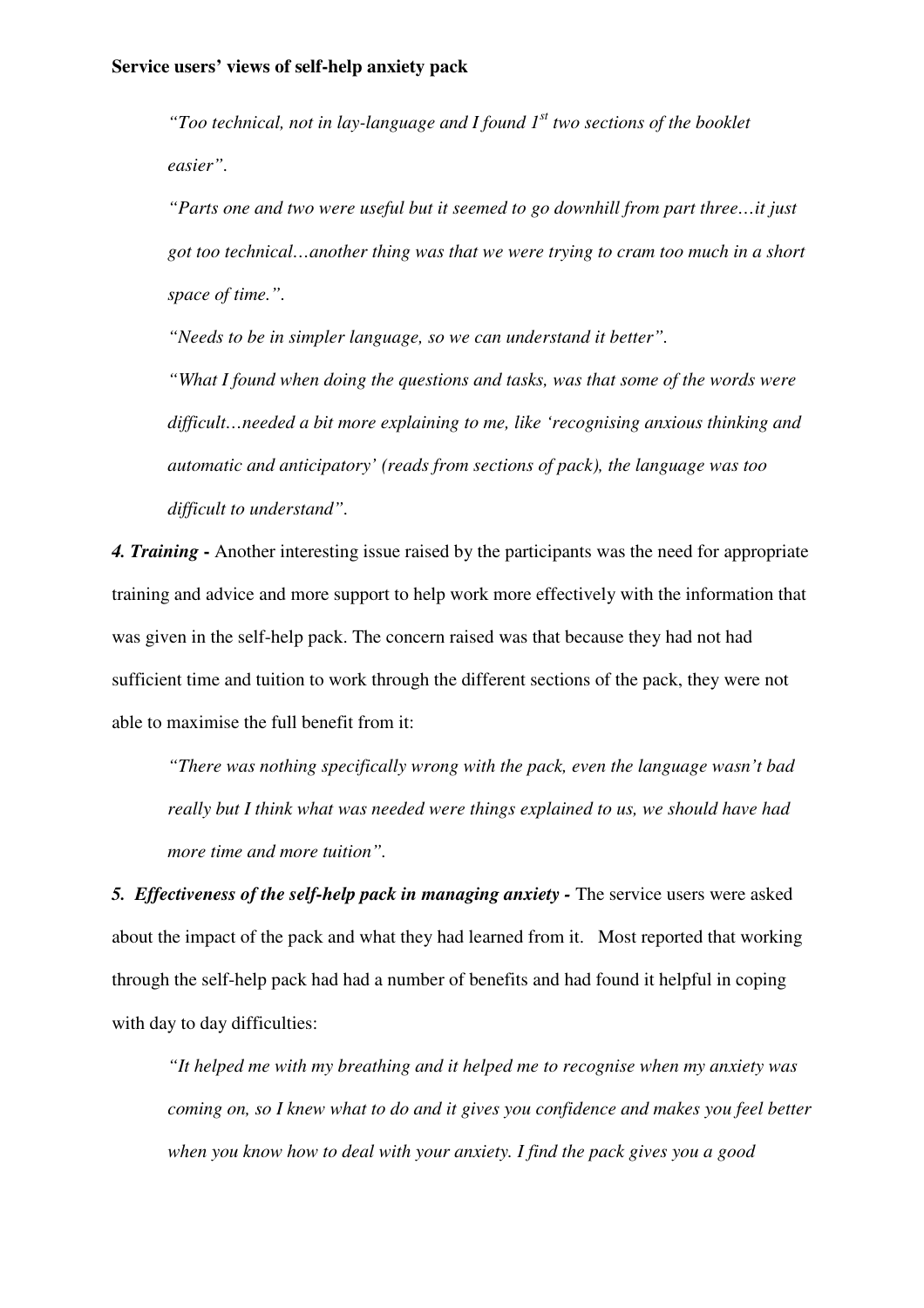*"Too technical, not in lay-language and I found 1st two sections of the booklet easier".*

*"Parts one and two were useful but it seemed to go downhill from part three…it just got too technical…another thing was that we were trying to cram too much in a short space of time.".*

*"Needs to be in simpler language, so we can understand it better".*

*"What I found when doing the questions and tasks, was that some of the words were difficult…needed a bit more explaining to me, like 'recognising anxious thinking and automatic and anticipatory' (reads from sections of pack), the language was too difficult to understand".*

***4. Training -*** Another interesting issue raised by the participants was the need for appropriate training and advice and more support to help work more effectively with the information that was given in the self-help pack. The concern raised was that because they had not had sufficient time and tuition to work through the different sections of the pack, they were not able to maximise the full benefit from it:

*"There was nothing specifically wrong with the pack, even the language wasn't bad really but I think what was needed were things explained to us, we should have had more time and more tuition".*

***5. Effectiveness of the self-help pack in managing anxiety -*** The service users were asked about the impact of the pack and what they had learned from it. Most reported that working through the self-help pack had had a number of benefits and had found it helpful in coping with day to day difficulties:

*"It helped me with my breathing and it helped me to recognise when my anxiety was coming on, so I knew what to do and it gives you confidence and makes you feel better when you know how to deal with your anxiety. I find the pack gives you a good*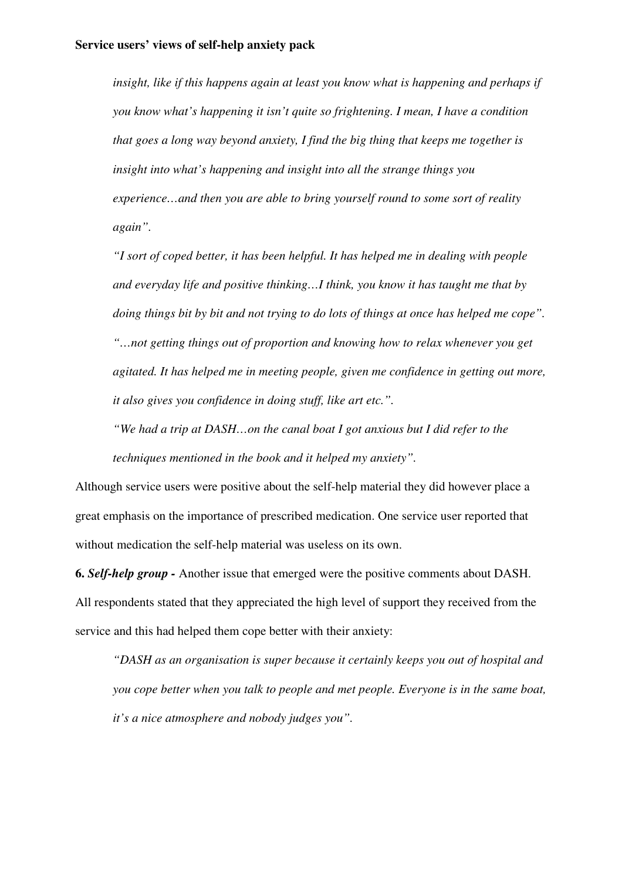*insight, like if this happens again at least you know what is happening and perhaps if you know what's happening it isn't quite so frightening. I mean, I have a condition that goes a long way beyond anxiety, I find the big thing that keeps me together is insight into what's happening and insight into all the strange things you experience…and then you are able to bring yourself round to some sort of reality again".*

*"I sort of coped better, it has been helpful. It has helped me in dealing with people and everyday life and positive thinking…I think, you know it has taught me that by doing things bit by bit and not trying to do lots of things at once has helped me cope".*

*"…not getting things out of proportion and knowing how to relax whenever you get agitated. It has helped me in meeting people, given me confidence in getting out more, it also gives you confidence in doing stuff, like art etc.".*

*"We had a trip at DASH…on the canal boat I got anxious but I did refer to the techniques mentioned in the book and it helped my anxiety".*

Although service users were positive about the self-help material they did however place a great emphasis on the importance of prescribed medication. One service user reported that without medication the self-help material was useless on its own.

**6.** ***Self-help group -*** Another issue that emerged were the positive comments about DASH. All respondents stated that they appreciated the high level of support they received from the service and this had helped them cope better with their anxiety:

*"DASH as an organisation is super because it certainly keeps you out of hospital and you cope better when you talk to people and met people. Everyone is in the same boat, it's a nice atmosphere and nobody judges you".*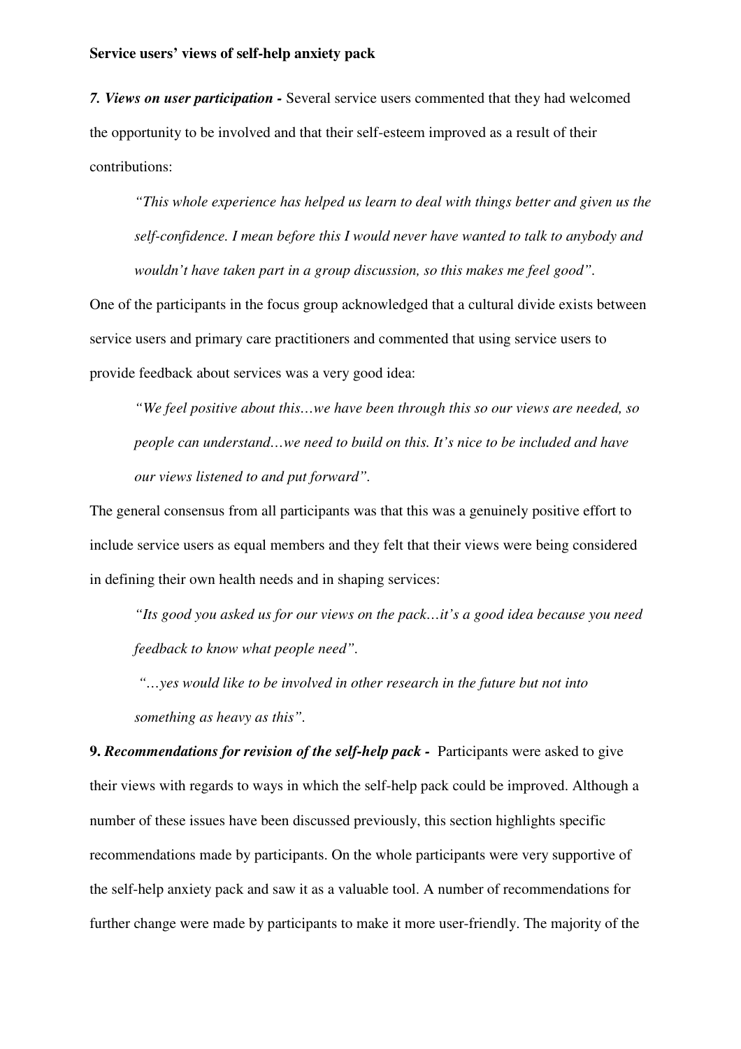***7. Views on user participation -*** Several service users commented that they had welcomed the opportunity to be involved and that their self-esteem improved as a result of their contributions:

> *"This whole experience has helped us learn to deal with things better and given us the self-confidence. I mean before this I would never have wanted to talk to anybody and wouldn't have taken part in a group discussion, so this makes me feel good".*

One of the participants in the focus group acknowledged that a cultural divide exists between service users and primary care practitioners and commented that using service users to provide feedback about services was a very good idea:

> *"We feel positive about this…we have been through this so our views are needed, so people can understand…we need to build on this. It's nice to be included and have our views listened to and put forward".*

The general consensus from all participants was that this was a genuinely positive effort to include service users as equal members and they felt that their views were being considered in defining their own health needs and in shaping services:

> *"Its good you asked us for our views on the pack…it's a good idea because you need feedback to know what people need".*
>
> *"…yes would like to be involved in other research in the future but not into something as heavy as this".*

**9. *Recommendations for revision of the self-help pack -*** Participants were asked to give their views with regards to ways in which the self-help pack could be improved. Although a number of these issues have been discussed previously, this section highlights specific recommendations made by participants. On the whole participants were very supportive of the self-help anxiety pack and saw it as a valuable tool. A number of recommendations for further change were made by participants to make it more user-friendly. The majority of the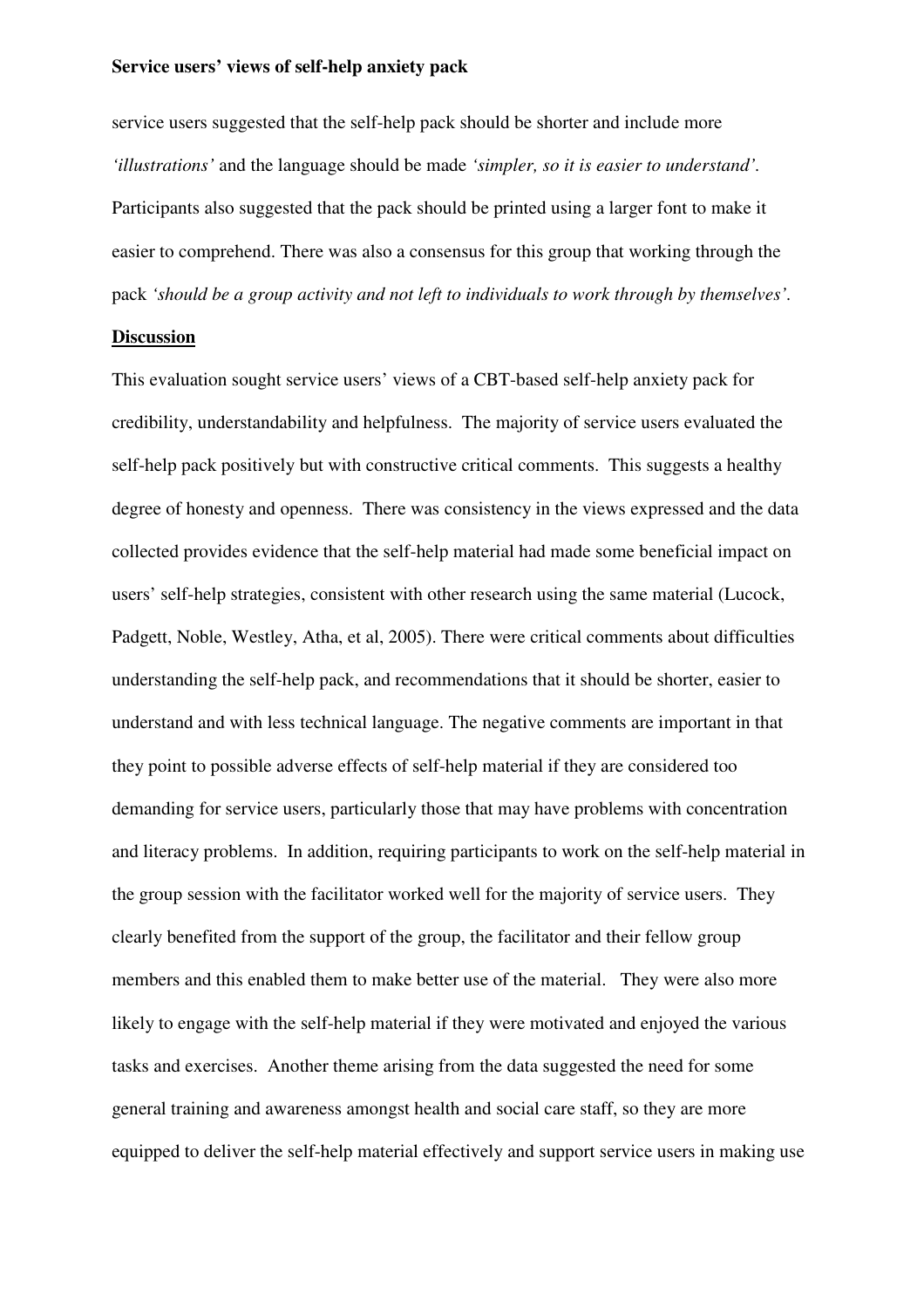service users suggested that the self-help pack should be shorter and include more *'illustrations'* and the language should be made *'simpler, so it is easier to understand'*. Participants also suggested that the pack should be printed using a larger font to make it easier to comprehend. There was also a consensus for this group that working through the pack *'should be a group activity and not left to individuals to work through by themselves'*.

## Discussion

This evaluation sought service users' views of a CBT-based self-help anxiety pack for credibility, understandability and helpfulness. The majority of service users evaluated the self-help pack positively but with constructive critical comments. This suggests a healthy degree of honesty and openness. There was consistency in the views expressed and the data collected provides evidence that the self-help material had made some beneficial impact on users' self-help strategies, consistent with other research using the same material (Lucock, Padgett, Noble, Westley, Atha, et al, 2005). There were critical comments about difficulties understanding the self-help pack, and recommendations that it should be shorter, easier to understand and with less technical language. The negative comments are important in that they point to possible adverse effects of self-help material if they are considered too demanding for service users, particularly those that may have problems with concentration and literacy problems. In addition, requiring participants to work on the self-help material in the group session with the facilitator worked well for the majority of service users. They clearly benefited from the support of the group, the facilitator and their fellow group members and this enabled them to make better use of the material. They were also more likely to engage with the self-help material if they were motivated and enjoyed the various tasks and exercises. Another theme arising from the data suggested the need for some general training and awareness amongst health and social care staff, so they are more equipped to deliver the self-help material effectively and support service users in making use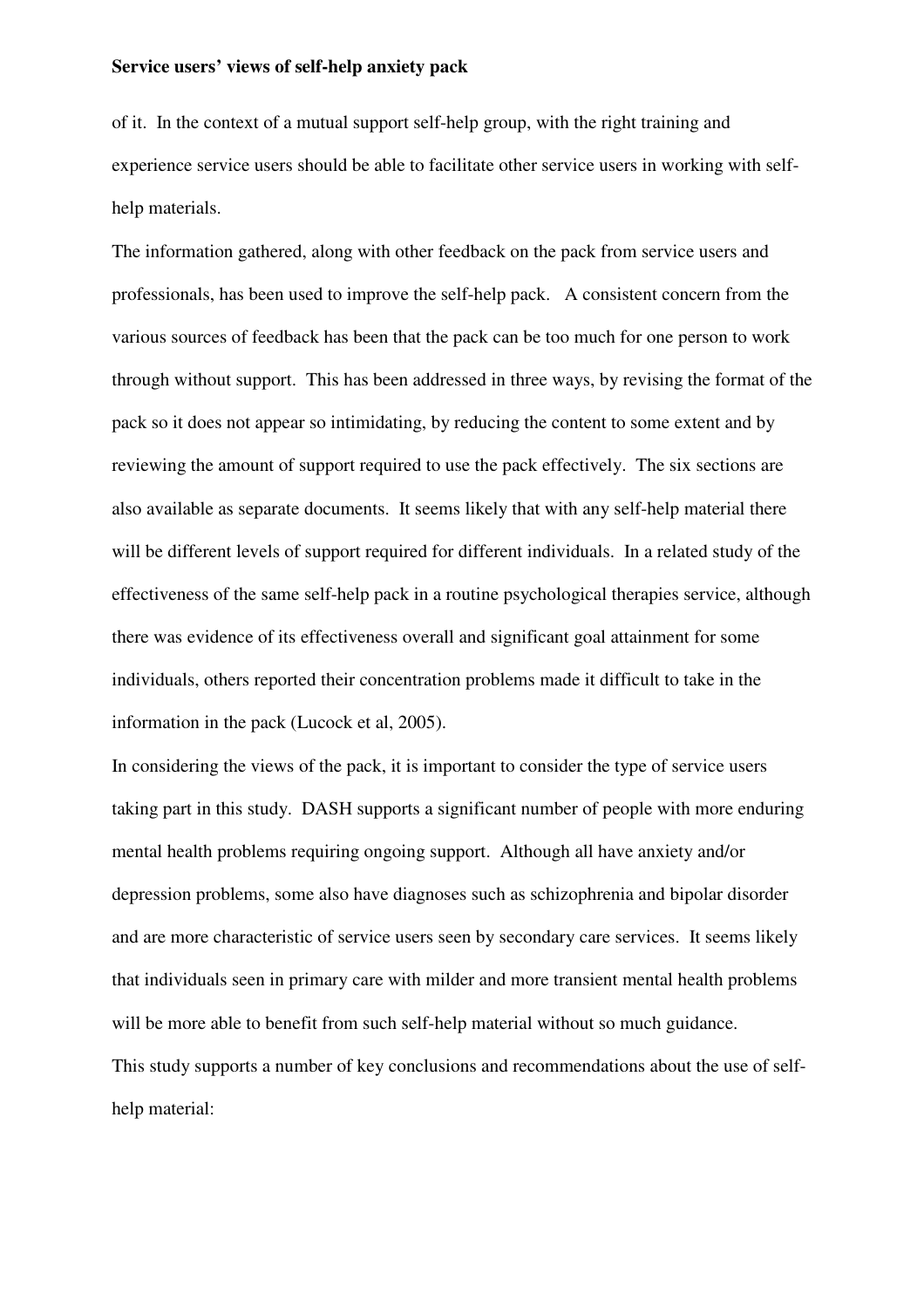of it. In the context of a mutual support self-help group, with the right training and experience service users should be able to facilitate other service users in working with self-help materials.

The information gathered, along with other feedback on the pack from service users and professionals, has been used to improve the self-help pack. A consistent concern from the various sources of feedback has been that the pack can be too much for one person to work through without support. This has been addressed in three ways, by revising the format of the pack so it does not appear so intimidating, by reducing the content to some extent and by reviewing the amount of support required to use the pack effectively. The six sections are also available as separate documents. It seems likely that with any self-help material there will be different levels of support required for different individuals. In a related study of the effectiveness of the same self-help pack in a routine psychological therapies service, although there was evidence of its effectiveness overall and significant goal attainment for some individuals, others reported their concentration problems made it difficult to take in the information in the pack (Lucock et al, 2005).

In considering the views of the pack, it is important to consider the type of service users taking part in this study. DASH supports a significant number of people with more enduring mental health problems requiring ongoing support. Although all have anxiety and/or depression problems, some also have diagnoses such as schizophrenia and bipolar disorder and are more characteristic of service users seen by secondary care services. It seems likely that individuals seen in primary care with milder and more transient mental health problems will be more able to benefit from such self-help material without so much guidance.

This study supports a number of key conclusions and recommendations about the use of self-help material: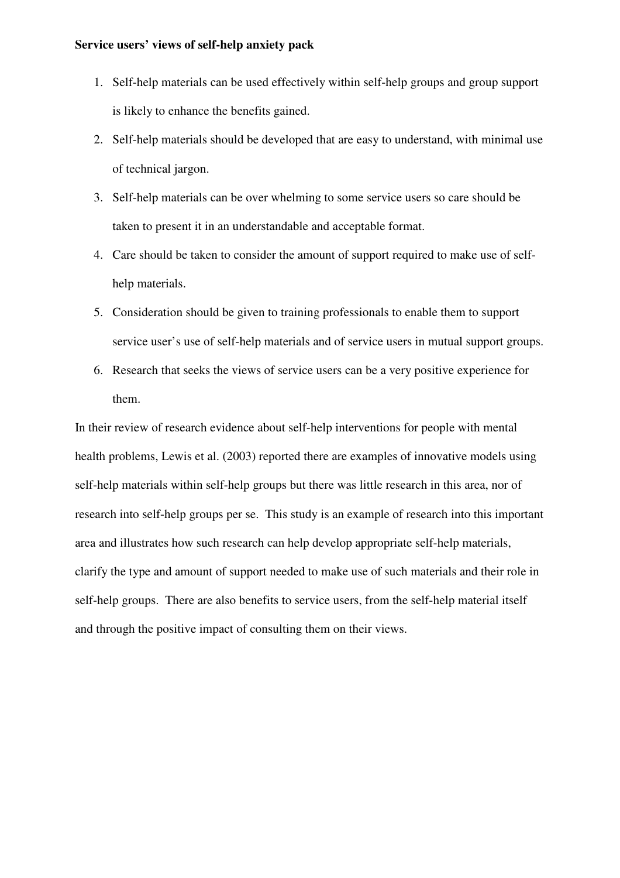**Service users' views of self-help anxiety pack**

1. Self-help materials can be used effectively within self-help groups and group support is likely to enhance the benefits gained.
2. Self-help materials should be developed that are easy to understand, with minimal use of technical jargon.
3. Self-help materials can be over whelming to some service users so care should be taken to present it in an understandable and acceptable format.
4. Care should be taken to consider the amount of support required to make use of self-help materials.
5. Consideration should be given to training professionals to enable them to support service user's use of self-help materials and of service users in mutual support groups.
6. Research that seeks the views of service users can be a very positive experience for them.

In their review of research evidence about self-help interventions for people with mental health problems, Lewis et al. (2003) reported there are examples of innovative models using self-help materials within self-help groups but there was little research in this area, nor of research into self-help groups per se. This study is an example of research into this important area and illustrates how such research can help develop appropriate self-help materials, clarify the type and amount of support needed to make use of such materials and their role in self-help groups. There are also benefits to service users, from the self-help material itself and through the positive impact of consulting them on their views.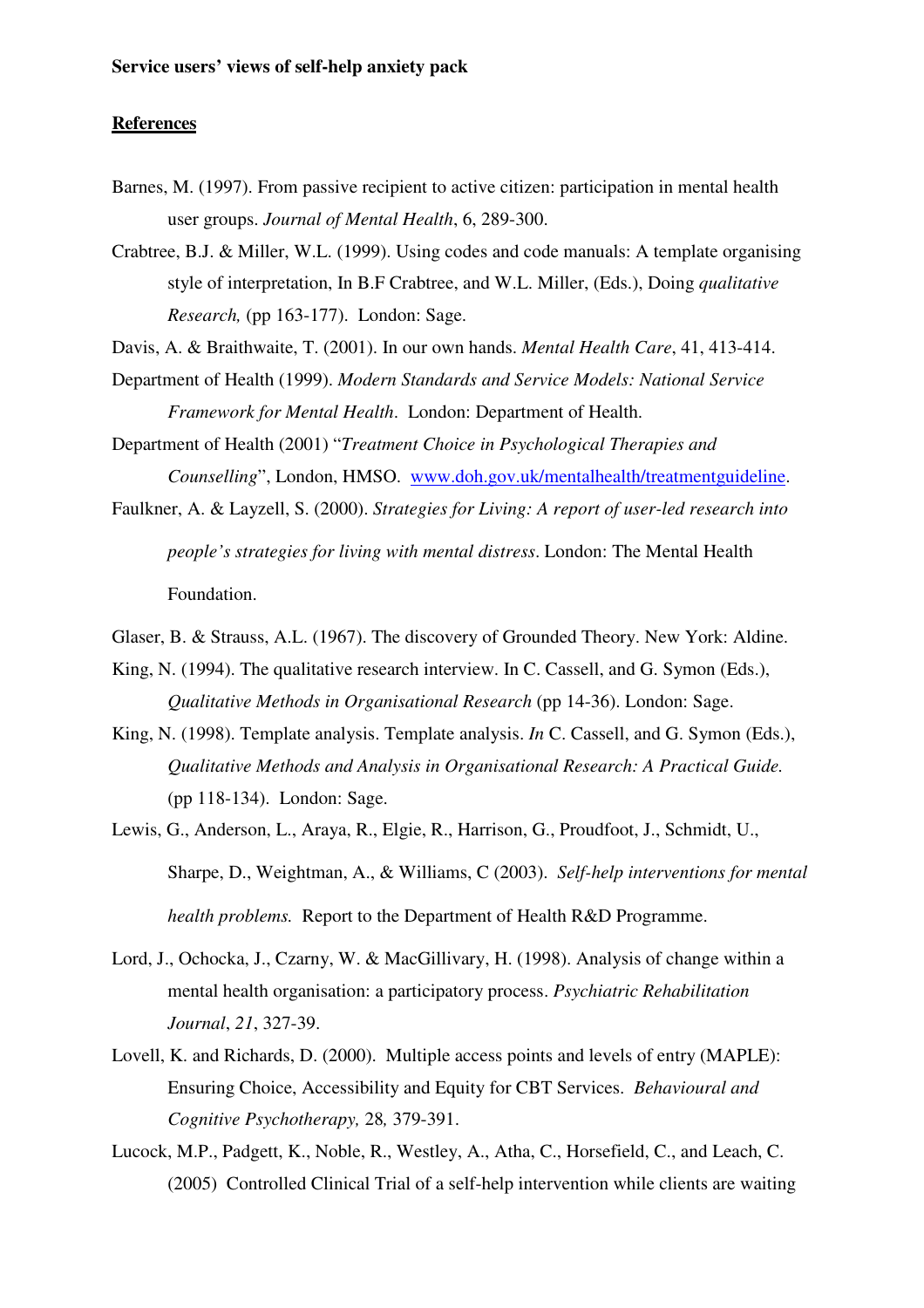## References

Barnes, M. (1997). From passive recipient to active citizen: participation in mental health user groups. *Journal of Mental Health*, 6, 289-300.

Crabtree, B.J. & Miller, W.L. (1999). Using codes and code manuals: A template organising style of interpretation, In B.F Crabtree, and W.L. Miller, (Eds.), Doing *qualitative Research,* (pp 163-177). London: Sage.

Davis, A. & Braithwaite, T. (2001). In our own hands. *Mental Health Care*, 41, 413-414.

Department of Health (1999). *Modern Standards and Service Models: National Service Framework for Mental Health*. London: Department of Health.

Department of Health (2001) "*Treatment Choice in Psychological Therapies and Counselling*", London, HMSO. www.doh.gov.uk/mentalhealth/treatmentguideline.

Faulkner, A. & Layzell, S. (2000). *Strategies for Living: A report of user-led research into people's strategies for living with mental distress*. London: The Mental Health Foundation.

Glaser, B. & Strauss, A.L. (1967). The discovery of Grounded Theory. New York: Aldine.

King, N. (1994). The qualitative research interview. In C. Cassell, and G. Symon (Eds.), *Qualitative Methods in Organisational Research* (pp 14-36). London: Sage.

King, N. (1998). Template analysis. Template analysis. *In* C. Cassell, and G. Symon (Eds.), *Qualitative Methods and Analysis in Organisational Research: A Practical Guide.* (pp 118-134). London: Sage.

Lewis, G., Anderson, L., Araya, R., Elgie, R., Harrison, G., Proudfoot, J., Schmidt, U., Sharpe, D., Weightman, A., & Williams, C (2003). *Self-help interventions for mental health problems.* Report to the Department of Health R&D Programme.

Lord, J., Ochocka, J., Czarny, W. & MacGillivary, H. (1998). Analysis of change within a mental health organisation: a participatory process. *Psychiatric Rehabilitation Journal*, *21*, 327-39.

Lovell, K. and Richards, D. (2000). Multiple access points and levels of entry (MAPLE): Ensuring Choice, Accessibility and Equity for CBT Services. *Behavioural and Cognitive Psychotherapy,* 28*,* 379-391.

Lucock, M.P., Padgett, K., Noble, R., Westley, A., Atha, C., Horsefield, C., and Leach, C. (2005) Controlled Clinical Trial of a self-help intervention while clients are waiting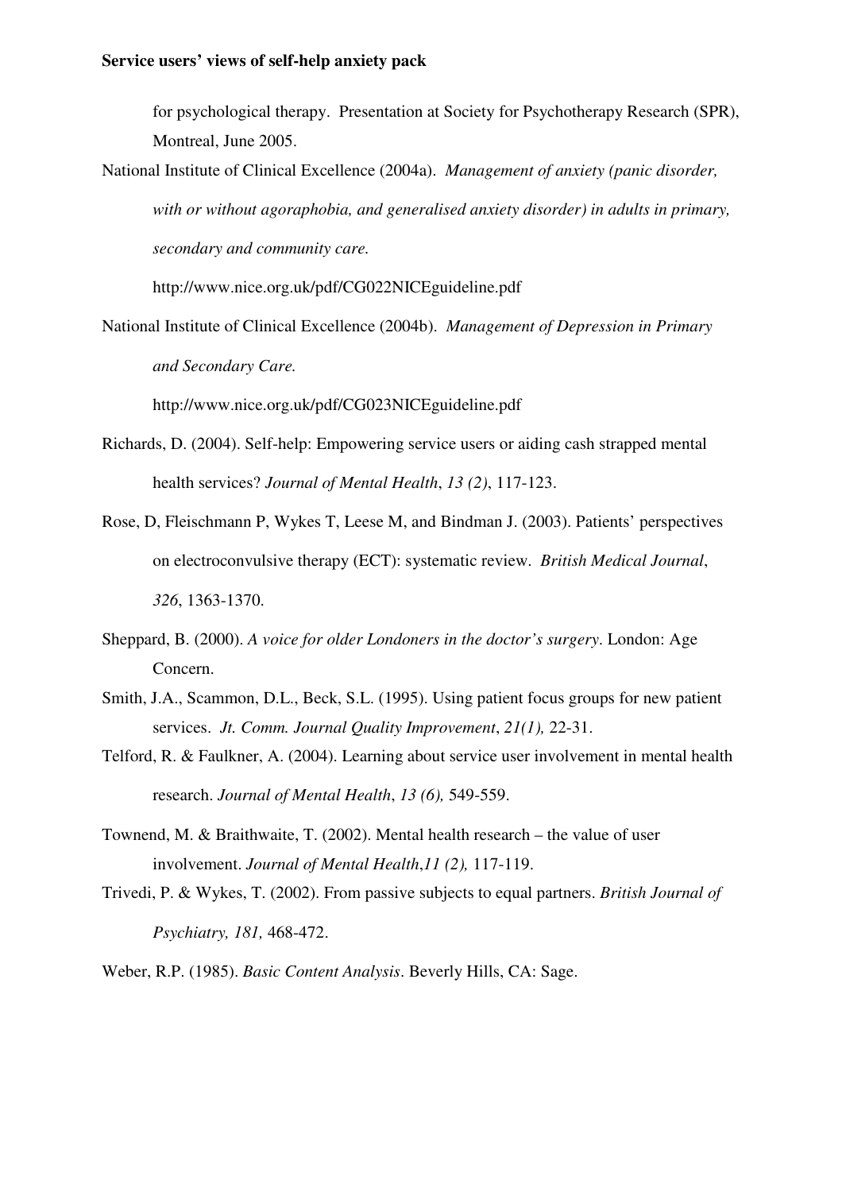for psychological therapy. Presentation at Society for Psychotherapy Research (SPR), Montreal, June 2005.

National Institute of Clinical Excellence (2004a). *Management of anxiety (panic disorder, with or without agoraphobia, and generalised anxiety disorder) in adults in primary, secondary and community care.* http://www.nice.org.uk/pdf/CG022NICEguideline.pdf

National Institute of Clinical Excellence (2004b). *Management of Depression in Primary and Secondary Care.* http://www.nice.org.uk/pdf/CG023NICEguideline.pdf

Richards, D. (2004). Self-help: Empowering service users or aiding cash strapped mental health services? *Journal of Mental Health*, *13 (2)*, 117-123.

Rose, D, Fleischmann P, Wykes T, Leese M, and Bindman J. (2003). Patients' perspectives on electroconvulsive therapy (ECT): systematic review. *British Medical Journal*, *326*, 1363-1370.

Sheppard, B. (2000). *A voice for older Londoners in the doctor's surgery*. London: Age Concern.

Smith, J.A., Scammon, D.L., Beck, S.L. (1995). Using patient focus groups for new patient services. *Jt. Comm. Journal Quality Improvement*, *21(1),* 22-31.

Telford, R. & Faulkner, A. (2004). Learning about service user involvement in mental health research. *Journal of Mental Health*, *13 (6),* 549-559.

Townend, M. & Braithwaite, T. (2002). Mental health research – the value of user involvement. *Journal of Mental Health*,*11 (2),* 117-119.

Trivedi, P. & Wykes, T. (2002). From passive subjects to equal partners. *British Journal of Psychiatry, 181,* 468-472.

Weber, R.P. (1985). *Basic Content Analysis*. Beverly Hills, CA: Sage.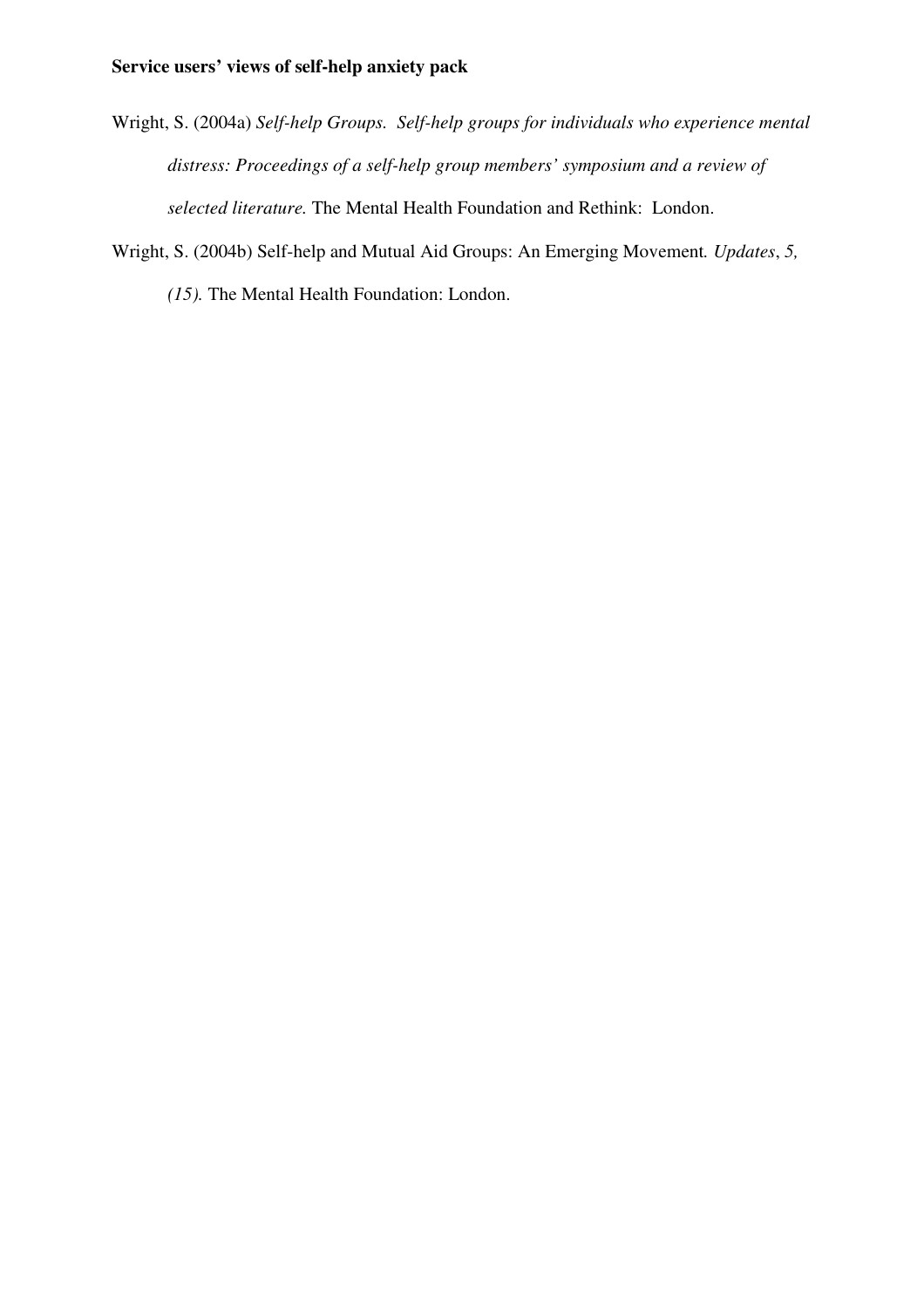Wright, S. (2004a) *Self-help Groups. Self-help groups for individuals who experience mental distress: Proceedings of a self-help group members' symposium and a review of selected literature.* The Mental Health Foundation and Rethink: London.

Wright, S. (2004b) Self-help and Mutual Aid Groups: An Emerging Movement. *Updates*, *5, (15).* The Mental Health Foundation: London.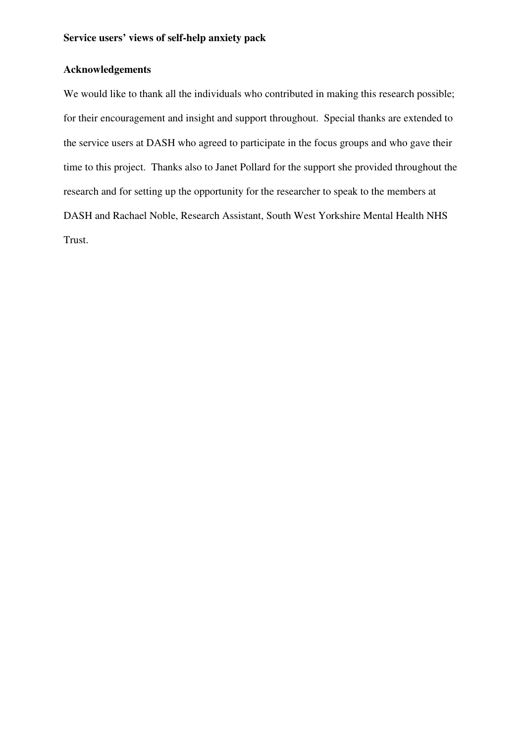**Service users' views of self-help anxiety pack**

**Acknowledgements**

We would like to thank all the individuals who contributed in making this research possible; for their encouragement and insight and support throughout. Special thanks are extended to the service users at DASH who agreed to participate in the focus groups and who gave their time to this project. Thanks also to Janet Pollard for the support she provided throughout the research and for setting up the opportunity for the researcher to speak to the members at DASH and Rachael Noble, Research Assistant, South West Yorkshire Mental Health NHS Trust.